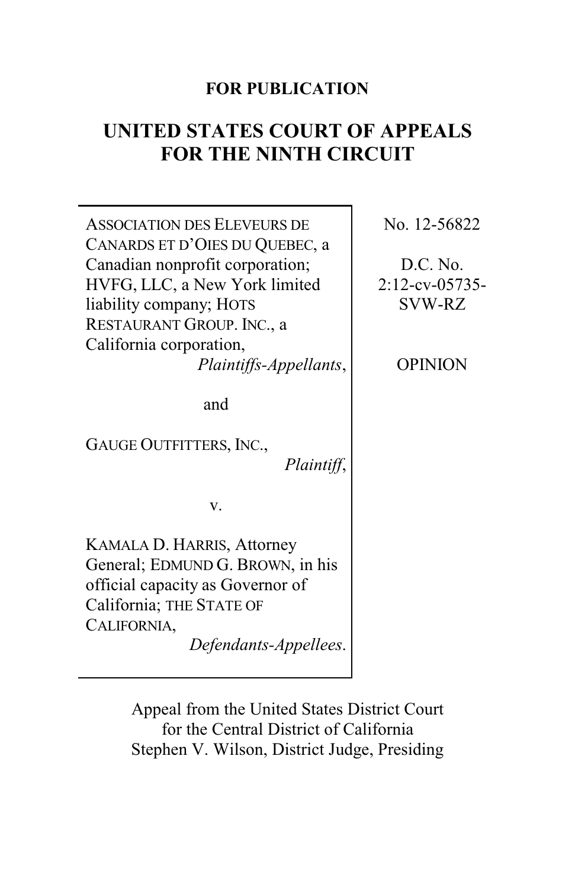**FOR PUBLICATION**

# UNITED STATES COURT OF APPEALS FOR THE NINTH CIRCUIT

ASSOCIATION DES ELEVEURS DE CANARDS ET D'OIES DU QUEBEC, a Canadian nonprofit corporation; HVFG, LLC, a New York limited liability company; HOTS RESTAURANT GROUP. INC., a California corporation,
*Plaintiffs-Appellants*,

and

GAUGE OUTFITTERS, INC.,
*Plaintiff*,

v.

KAMALA D. HARRIS, Attorney General; EDMUND G. BROWN, in his official capacity as Governor of California; THE STATE OF CALIFORNIA,
*Defendants-Appellees*.

No. 12-56822

D.C. No. 2:12-cv-05735-SVW-RZ

OPINION

Appeal from the United States District Court for the Central District of California
Stephen V. Wilson, District Judge, Presiding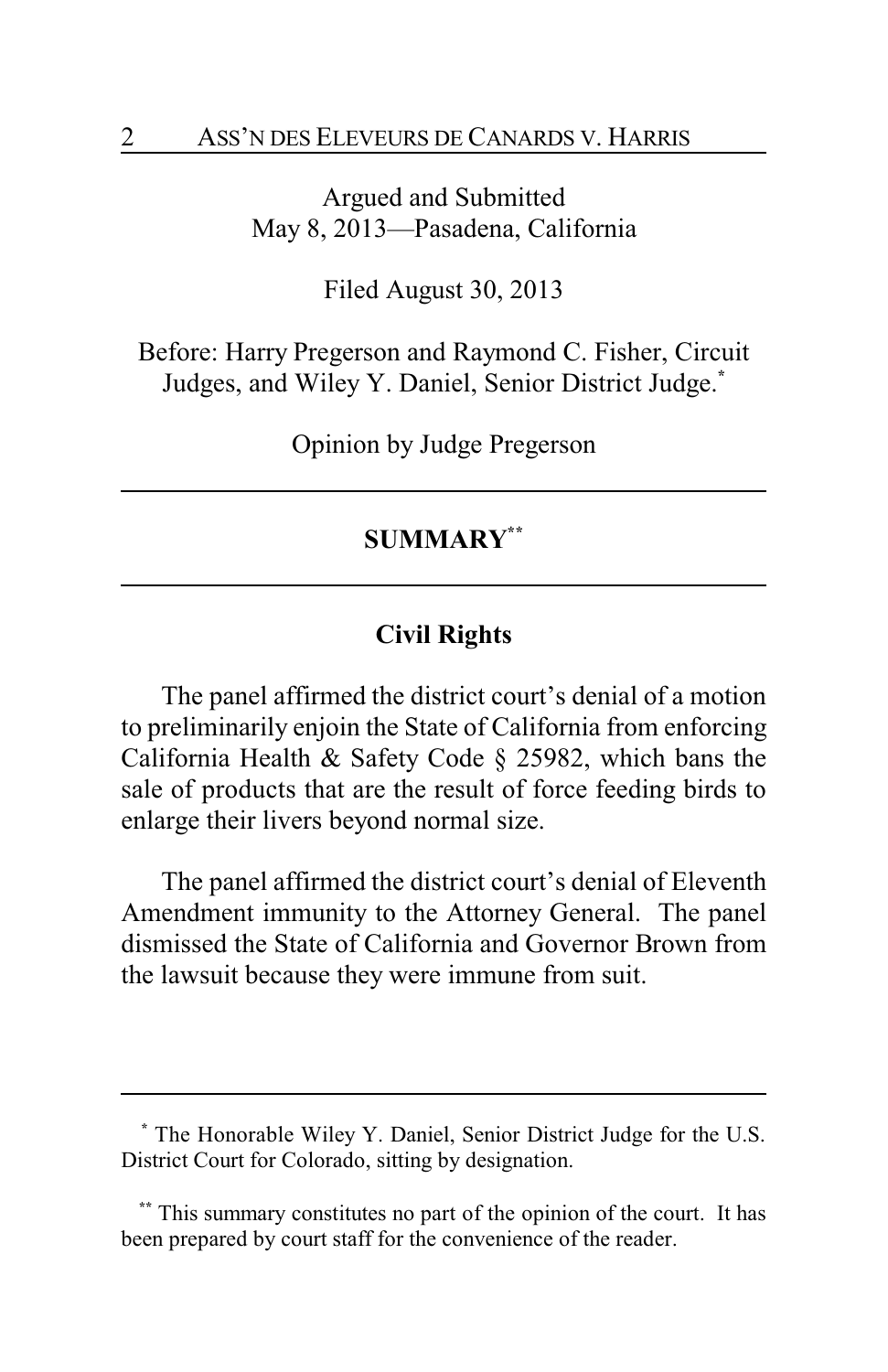Argued and Submitted
May 8, 2013—Pasadena, California

Filed August 30, 2013

Before: Harry Pregerson and Raymond C. Fisher, Circuit Judges, and Wiley Y. Daniel, Senior District Judge.[*]

Opinion by Judge Pregerson

---

## SUMMARY[**]

---

### Civil Rights

The panel affirmed the district court's denial of a motion to preliminarily enjoin the State of California from enforcing California Health & Safety Code § 25982, which bans the sale of products that are the result of force feeding birds to enlarge their livers beyond normal size.

The panel affirmed the district court's denial of Eleventh Amendment immunity to the Attorney General. The panel dismissed the State of California and Governor Brown from the lawsuit because they were immune from suit.

---

[*] The Honorable Wiley Y. Daniel, Senior District Judge for the U.S. District Court for Colorado, sitting by designation.

[**] This summary constitutes no part of the opinion of the court. It has been prepared by court staff for the convenience of the reader.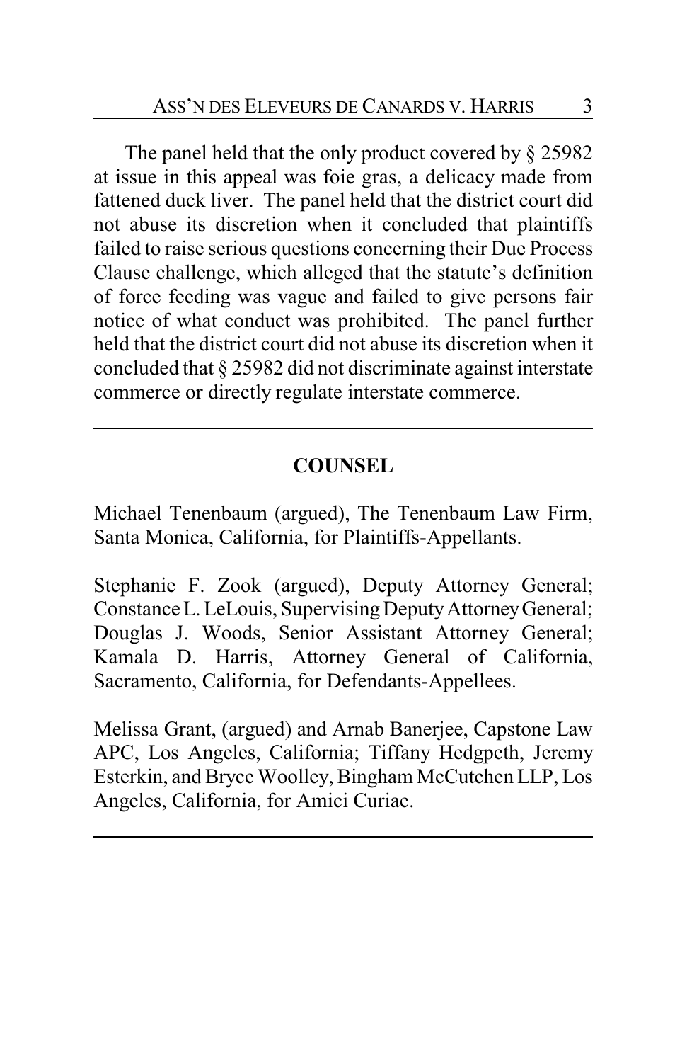The panel held that the only product covered by § 25982 at issue in this appeal was foie gras, a delicacy made from fattened duck liver. The panel held that the district court did not abuse its discretion when it concluded that plaintiffs failed to raise serious questions concerning their Due Process Clause challenge, which alleged that the statute's definition of force feeding was vague and failed to give persons fair notice of what conduct was prohibited. The panel further held that the district court did not abuse its discretion when it concluded that § 25982 did not discriminate against interstate commerce or directly regulate interstate commerce.

---

## COUNSEL

Michael Tenenbaum (argued), The Tenenbaum Law Firm, Santa Monica, California, for Plaintiffs-Appellants.

Stephanie F. Zook (argued), Deputy Attorney General; Constance L. LeLouis, Supervising Deputy Attorney General; Douglas J. Woods, Senior Assistant Attorney General; Kamala D. Harris, Attorney General of California, Sacramento, California, for Defendants-Appellees.

Melissa Grant, (argued) and Arnab Banerjee, Capstone Law APC, Los Angeles, California; Tiffany Hedgpeth, Jeremy Esterkin, and Bryce Woolley, Bingham McCutchen LLP, Los Angeles, California, for Amici Curiae.

---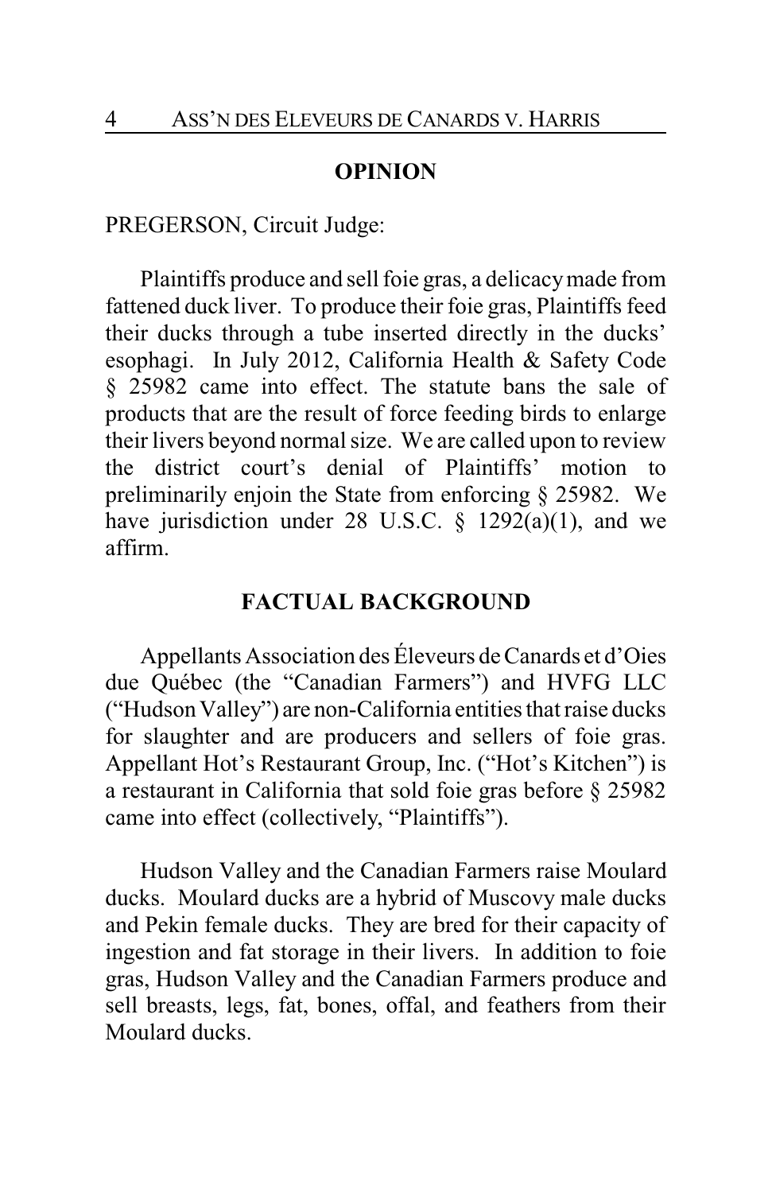## OPINION

PREGERSON, Circuit Judge:

Plaintiffs produce and sell foie gras, a delicacy made from fattened duck liver. To produce their foie gras, Plaintiffs feed their ducks through a tube inserted directly in the ducks' esophagi. In July 2012, California Health & Safety Code § 25982 came into effect. The statute bans the sale of products that are the result of force feeding birds to enlarge their livers beyond normal size. We are called upon to review the district court's denial of Plaintiffs' motion to preliminarily enjoin the State from enforcing § 25982. We have jurisdiction under 28 U.S.C. § 1292(a)(1), and we affirm.

## FACTUAL BACKGROUND

Appellants Association des Éleveurs de Canards et d'Oies due Québec (the "Canadian Farmers") and HVFG LLC ("Hudson Valley") are non-California entities that raise ducks for slaughter and are producers and sellers of foie gras. Appellant Hot's Restaurant Group, Inc. ("Hot's Kitchen") is a restaurant in California that sold foie gras before § 25982 came into effect (collectively, "Plaintiffs").

Hudson Valley and the Canadian Farmers raise Moulard ducks. Moulard ducks are a hybrid of Muscovy male ducks and Pekin female ducks. They are bred for their capacity of ingestion and fat storage in their livers. In addition to foie gras, Hudson Valley and the Canadian Farmers produce and sell breasts, legs, fat, bones, offal, and feathers from their Moulard ducks.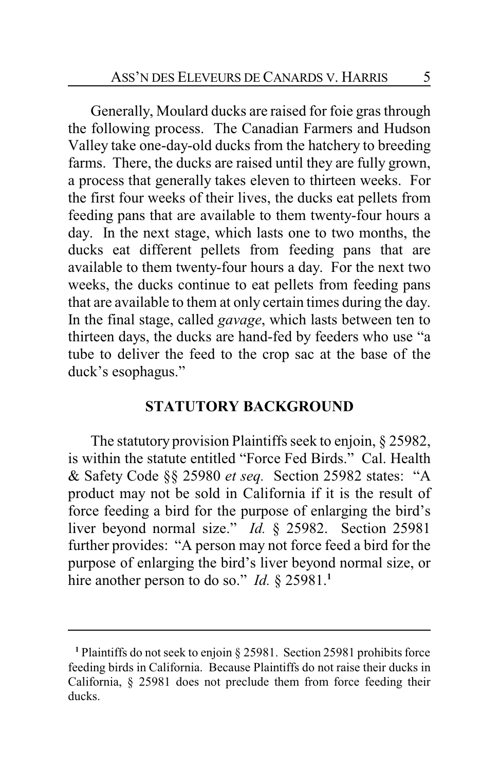Generally, Moulard ducks are raised for foie gras through the following process. The Canadian Farmers and Hudson Valley take one-day-old ducks from the hatchery to breeding farms. There, the ducks are raised until they are fully grown, a process that generally takes eleven to thirteen weeks. For the first four weeks of their lives, the ducks eat pellets from feeding pans that are available to them twenty-four hours a day. In the next stage, which lasts one to two months, the ducks eat different pellets from feeding pans that are available to them twenty-four hours a day. For the next two weeks, the ducks continue to eat pellets from feeding pans that are available to them at only certain times during the day. In the final stage, called *gavage*, which lasts between ten to thirteen days, the ducks are hand-fed by feeders who use "a tube to deliver the feed to the crop sac at the base of the duck's esophagus."

## STATUTORY BACKGROUND

The statutory provision Plaintiffs seek to enjoin, § 25982, is within the statute entitled "Force Fed Birds." Cal. Health & Safety Code §§ 25980 *et seq.* Section 25982 states: "A product may not be sold in California if it is the result of force feeding a bird for the purpose of enlarging the bird's liver beyond normal size." *Id.* § 25982. Section 25981 further provides: "A person may not force feed a bird for the purpose of enlarging the bird's liver beyond normal size, or hire another person to do so." *Id.* § 25981.[1]

---

[1] Plaintiffs do not seek to enjoin § 25981. Section 25981 prohibits force feeding birds in California. Because Plaintiffs do not raise their ducks in California, § 25981 does not preclude them from force feeding their ducks.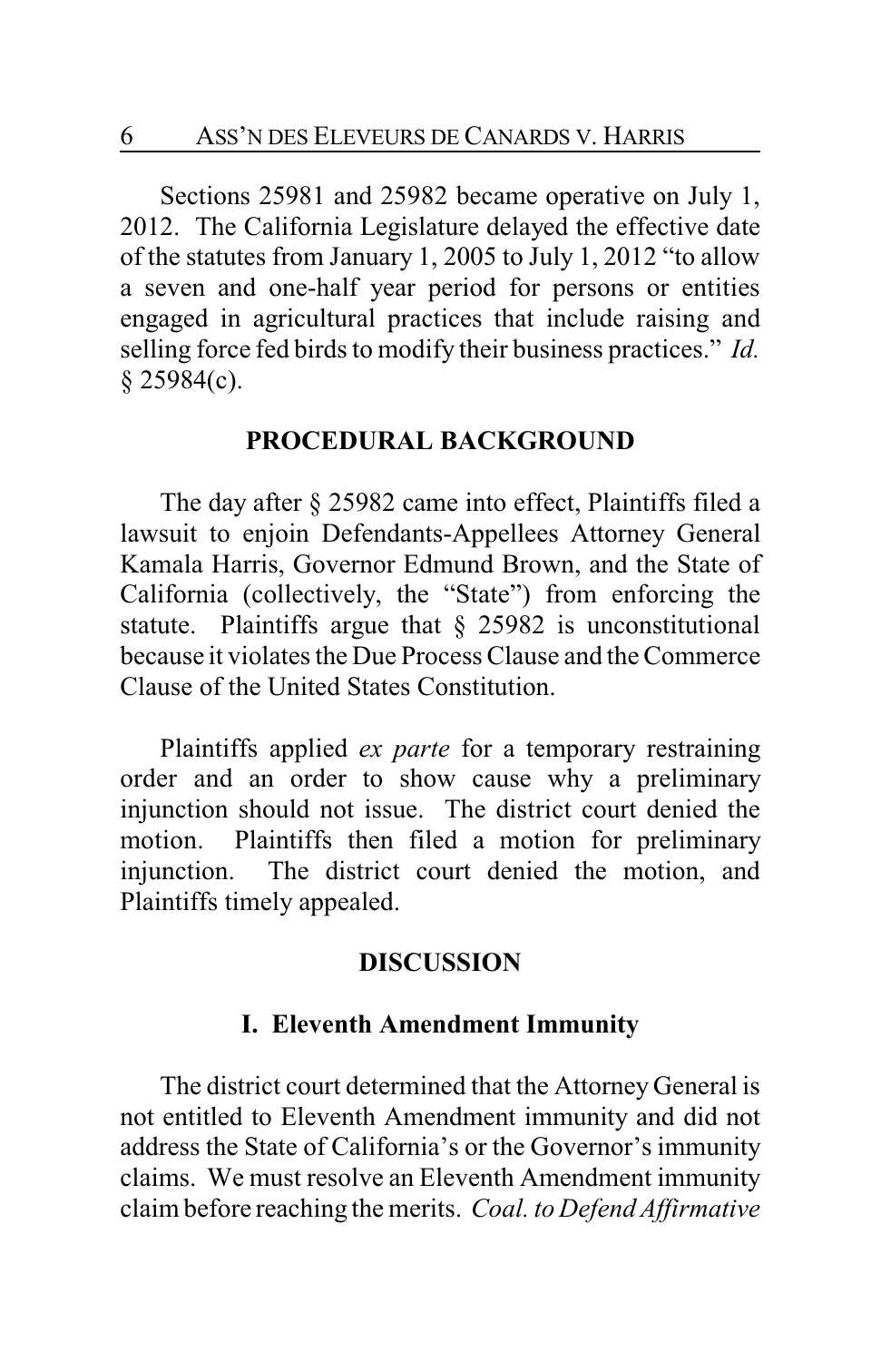Sections 25981 and 25982 became operative on July 1, 2012. The California Legislature delayed the effective date of the statutes from January 1, 2005 to July 1, 2012 "to allow a seven and one-half year period for persons or entities engaged in agricultural practices that include raising and selling force fed birds to modify their business practices." *Id.* § 25984(c).

## PROCEDURAL BACKGROUND

The day after § 25982 came into effect, Plaintiffs filed a lawsuit to enjoin Defendants-Appellees Attorney General Kamala Harris, Governor Edmund Brown, and the State of California (collectively, the "State") from enforcing the statute. Plaintiffs argue that § 25982 is unconstitutional because it violates the Due Process Clause and the Commerce Clause of the United States Constitution.

Plaintiffs applied *ex parte* for a temporary restraining order and an order to show cause why a preliminary injunction should not issue. The district court denied the motion. Plaintiffs then filed a motion for preliminary injunction. The district court denied the motion, and Plaintiffs timely appealed.

## DISCUSSION

### I. Eleventh Amendment Immunity

The district court determined that the Attorney General is not entitled to Eleventh Amendment immunity and did not address the State of California's or the Governor's immunity claims. We must resolve an Eleventh Amendment immunity claim before reaching the merits. *Coal. to Defend Affirmative*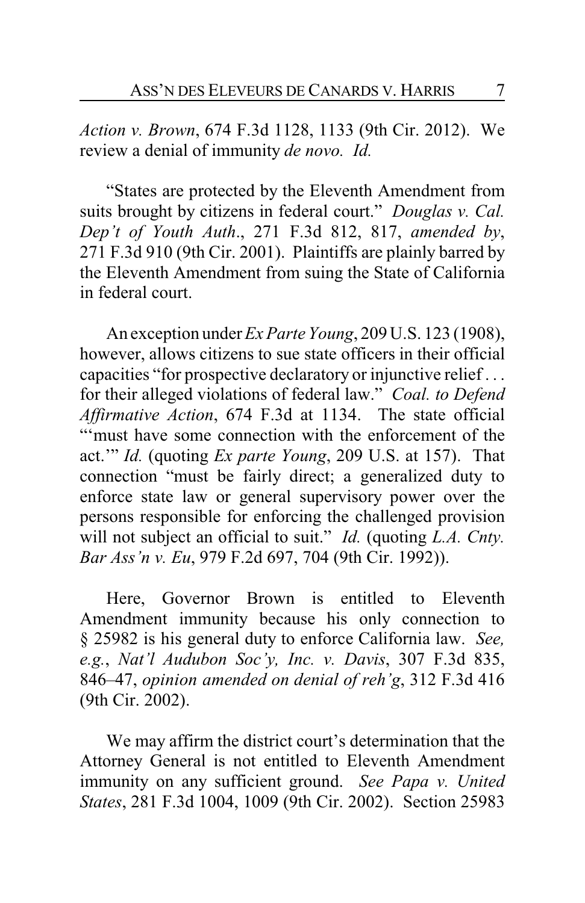*Action v. Brown*, 674 F.3d 1128, 1133 (9th Cir. 2012). We review a denial of immunity *de novo. Id.*

"States are protected by the Eleventh Amendment from suits brought by citizens in federal court." *Douglas v. Cal. Dep't of Youth Auth*., 271 F.3d 812, 817, *amended by*, 271 F.3d 910 (9th Cir. 2001). Plaintiffs are plainly barred by the Eleventh Amendment from suing the State of California in federal court.

An exception under *Ex Parte Young*, 209 U.S. 123 (1908), however, allows citizens to sue state officers in their official capacities "for prospective declaratory or injunctive relief . . . for their alleged violations of federal law." *Coal. to Defend Affirmative Action*, 674 F.3d at 1134. The state official "'must have some connection with the enforcement of the act.'" *Id.* (quoting *Ex parte Young*, 209 U.S. at 157). That connection "must be fairly direct; a generalized duty to enforce state law or general supervisory power over the persons responsible for enforcing the challenged provision will not subject an official to suit." *Id.* (quoting *L.A. Cnty. Bar Ass'n v. Eu*, 979 F.2d 697, 704 (9th Cir. 1992)).

Here, Governor Brown is entitled to Eleventh Amendment immunity because his only connection to § 25982 is his general duty to enforce California law. *See, e.g.*, *Nat'l Audubon Soc'y, Inc. v. Davis*, 307 F.3d 835, 846–47, *opinion amended on denial of reh'g*, 312 F.3d 416 (9th Cir. 2002).

We may affirm the district court's determination that the Attorney General is not entitled to Eleventh Amendment immunity on any sufficient ground. *See Papa v. United States*, 281 F.3d 1004, 1009 (9th Cir. 2002). Section 25983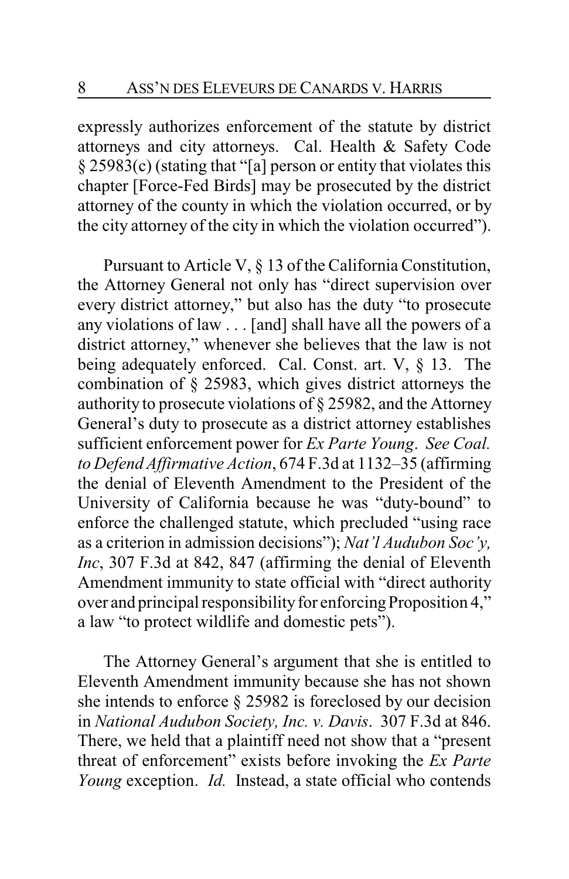expressly authorizes enforcement of the statute by district attorneys and city attorneys. Cal. Health & Safety Code § 25983(c) (stating that "[a] person or entity that violates this chapter [Force-Fed Birds] may be prosecuted by the district attorney of the county in which the violation occurred, or by the city attorney of the city in which the violation occurred").

Pursuant to Article V, § 13 of the California Constitution, the Attorney General not only has "direct supervision over every district attorney," but also has the duty "to prosecute any violations of law . . . [and] shall have all the powers of a district attorney," whenever she believes that the law is not being adequately enforced. Cal. Const. art. V, § 13. The combination of § 25983, which gives district attorneys the authority to prosecute violations of § 25982, and the Attorney General's duty to prosecute as a district attorney establishes sufficient enforcement power for *Ex Parte Young*. *See Coal. to Defend Affirmative Action*, 674 F.3d at 1132–35 (affirming the denial of Eleventh Amendment to the President of the University of California because he was "duty-bound" to enforce the challenged statute, which precluded "using race as a criterion in admission decisions"); *Nat'l Audubon Soc'y, Inc*, 307 F.3d at 842, 847 (affirming the denial of Eleventh Amendment immunity to state official with "direct authority over and principal responsibility for enforcing Proposition 4," a law "to protect wildlife and domestic pets").

The Attorney General's argument that she is entitled to Eleventh Amendment immunity because she has not shown she intends to enforce § 25982 is foreclosed by our decision in *National Audubon Society, Inc. v. Davis*. 307 F.3d at 846. There, we held that a plaintiff need not show that a "present threat of enforcement" exists before invoking the *Ex Parte Young* exception. *Id.* Instead, a state official who contends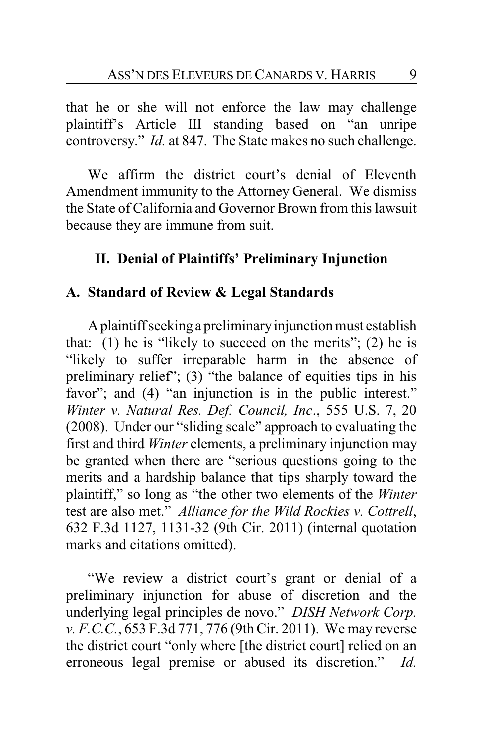that he or she will not enforce the law may challenge plaintiff's Article III standing based on "an unripe controversy." *Id.* at 847. The State makes no such challenge.

We affirm the district court's denial of Eleventh Amendment immunity to the Attorney General. We dismiss the State of California and Governor Brown from this lawsuit because they are immune from suit.

## II. Denial of Plaintiffs' Preliminary Injunction

### A. Standard of Review & Legal Standards

A plaintiff seeking a preliminary injunction must establish that: (1) he is "likely to succeed on the merits"; (2) he is "likely to suffer irreparable harm in the absence of preliminary relief"; (3) "the balance of equities tips in his favor"; and (4) "an injunction is in the public interest." *Winter v. Natural Res. Def. Council, Inc*., 555 U.S. 7, 20 (2008). Under our "sliding scale" approach to evaluating the first and third *Winter* elements, a preliminary injunction may be granted when there are "serious questions going to the merits and a hardship balance that tips sharply toward the plaintiff," so long as "the other two elements of the *Winter* test are also met." *Alliance for the Wild Rockies v. Cottrell*, 632 F.3d 1127, 1131-32 (9th Cir. 2011) (internal quotation marks and citations omitted).

"We review a district court's grant or denial of a preliminary injunction for abuse of discretion and the underlying legal principles de novo." *DISH Network Corp. v. F.C.C.*, 653 F.3d 771, 776 (9th Cir. 2011). We may reverse the district court "only where [the district court] relied on an erroneous legal premise or abused its discretion." *Id.*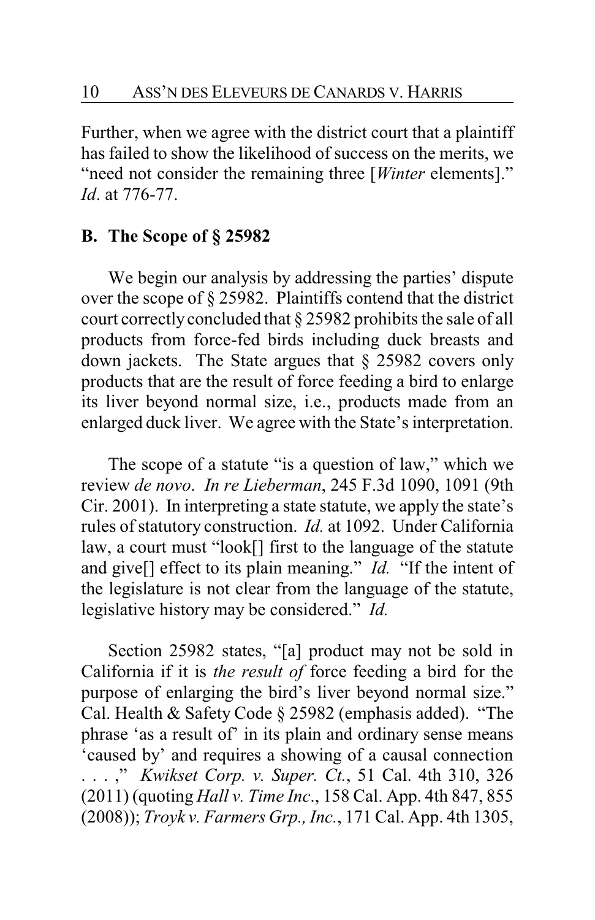Further, when we agree with the district court that a plaintiff has failed to show the likelihood of success on the merits, we "need not consider the remaining three [*Winter* elements]." *Id*. at 776-77.

## B. The Scope of § 25982

We begin our analysis by addressing the parties' dispute over the scope of § 25982. Plaintiffs contend that the district court correctly concluded that § 25982 prohibits the sale of all products from force-fed birds including duck breasts and down jackets. The State argues that § 25982 covers only products that are the result of force feeding a bird to enlarge its liver beyond normal size, i.e., products made from an enlarged duck liver. We agree with the State's interpretation.

The scope of a statute "is a question of law," which we review *de novo*. *In re Lieberman*, 245 F.3d 1090, 1091 (9th Cir. 2001). In interpreting a state statute, we apply the state's rules of statutory construction. *Id.* at 1092. Under California law, a court must "look[] first to the language of the statute and give[] effect to its plain meaning." *Id.* "If the intent of the legislature is not clear from the language of the statute, legislative history may be considered." *Id.*

Section 25982 states, "[a] product may not be sold in California if it is *the result of* force feeding a bird for the purpose of enlarging the bird's liver beyond normal size." Cal. Health & Safety Code § 25982 (emphasis added). "The phrase 'as a result of' in its plain and ordinary sense means 'caused by' and requires a showing of a causal connection . . . ," *Kwikset Corp. v. Super. Ct.*, 51 Cal. 4th 310, 326 (2011) (quoting *Hall v. Time Inc*., 158 Cal. App. 4th 847, 855 (2008)); *Troyk v. Farmers Grp., Inc.*, 171 Cal. App. 4th 1305,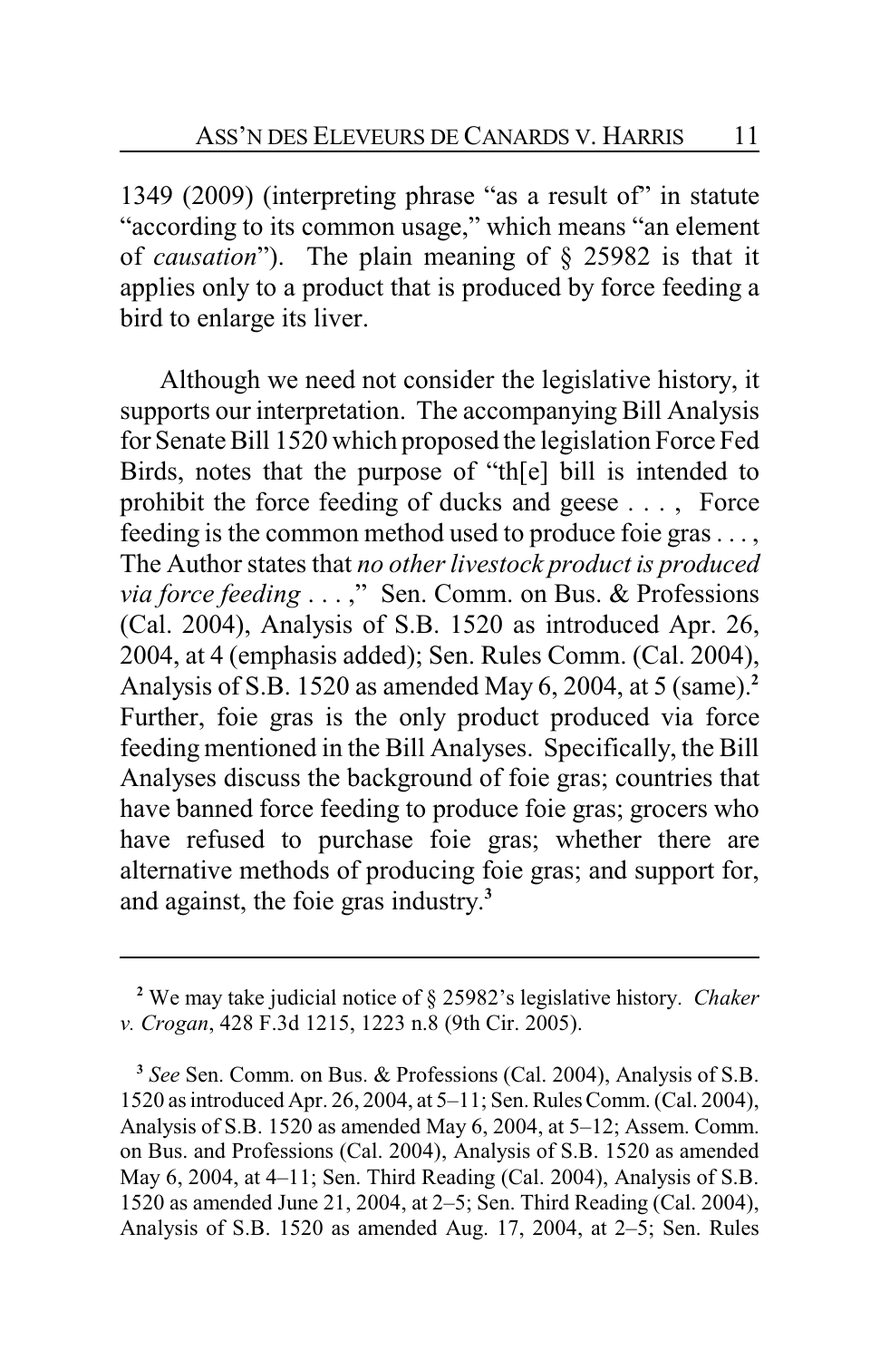1349 (2009) (interpreting phrase "as a result of" in statute "according to its common usage," which means "an element of *causation*"). The plain meaning of § 25982 is that it applies only to a product that is produced by force feeding a bird to enlarge its liver.

Although we need not consider the legislative history, it supports our interpretation. The accompanying Bill Analysis for Senate Bill 1520 which proposed the legislation Force Fed Birds, notes that the purpose of "th[e] bill is intended to prohibit the force feeding of ducks and geese . . . , Force feeding is the common method used to produce foie gras . . . , The Author states that *no other livestock product is produced via force feeding* . . . ," Sen. Comm. on Bus. & Professions (Cal. 2004), Analysis of S.B. 1520 as introduced Apr. 26, 2004, at 4 (emphasis added); Sen. Rules Comm. (Cal. 2004), Analysis of S.B. 1520 as amended May 6, 2004, at 5 (same).[2] Further, foie gras is the only product produced via force feeding mentioned in the Bill Analyses. Specifically, the Bill Analyses discuss the background of foie gras; countries that have banned force feeding to produce foie gras; grocers who have refused to purchase foie gras; whether there are alternative methods of producing foie gras; and support for, and against, the foie gras industry.[3]

---

[2] We may take judicial notice of § 25982's legislative history. *Chaker v. Crogan*, 428 F.3d 1215, 1223 n.8 (9th Cir. 2005).

[3] *See* Sen. Comm. on Bus. & Professions (Cal. 2004), Analysis of S.B. 1520 as introduced Apr. 26, 2004, at 5–11; Sen. Rules Comm. (Cal. 2004), Analysis of S.B. 1520 as amended May 6, 2004, at 5–12; Assem. Comm. on Bus. and Professions (Cal. 2004), Analysis of S.B. 1520 as amended May 6, 2004, at 4–11; Sen. Third Reading (Cal. 2004), Analysis of S.B. 1520 as amended June 21, 2004, at 2–5; Sen. Third Reading (Cal. 2004), Analysis of S.B. 1520 as amended Aug. 17, 2004, at 2–5; Sen. Rules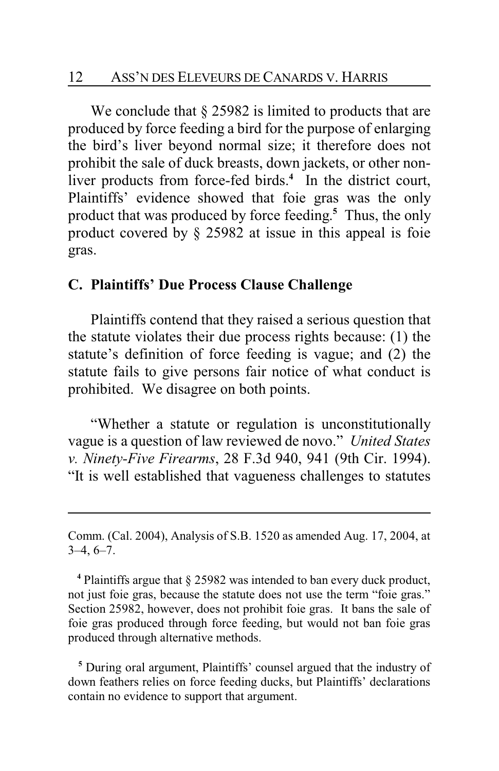We conclude that § 25982 is limited to products that are produced by force feeding a bird for the purpose of enlarging the bird's liver beyond normal size; it therefore does not prohibit the sale of duck breasts, down jackets, or other non-liver products from force-fed birds.[4] In the district court, Plaintiffs' evidence showed that foie gras was the only product that was produced by force feeding.[5] Thus, the only product covered by § 25982 at issue in this appeal is foie gras.

**C. Plaintiffs' Due Process Clause Challenge**

Plaintiffs contend that they raised a serious question that the statute violates their due process rights because: (1) the statute's definition of force feeding is vague; and (2) the statute fails to give persons fair notice of what conduct is prohibited. We disagree on both points.

"Whether a statute or regulation is unconstitutionally vague is a question of law reviewed de novo." *United States v. Ninety-Five Firearms*, 28 F.3d 940, 941 (9th Cir. 1994). "It is well established that vagueness challenges to statutes

---

Comm. (Cal. 2004), Analysis of S.B. 1520 as amended Aug. 17, 2004, at 3–4, 6–7.

[4] Plaintiffs argue that § 25982 was intended to ban every duck product, not just foie gras, because the statute does not use the term "foie gras." Section 25982, however, does not prohibit foie gras. It bans the sale of foie gras produced through force feeding, but would not ban foie gras produced through alternative methods.

[5] During oral argument, Plaintiffs' counsel argued that the industry of down feathers relies on force feeding ducks, but Plaintiffs' declarations contain no evidence to support that argument.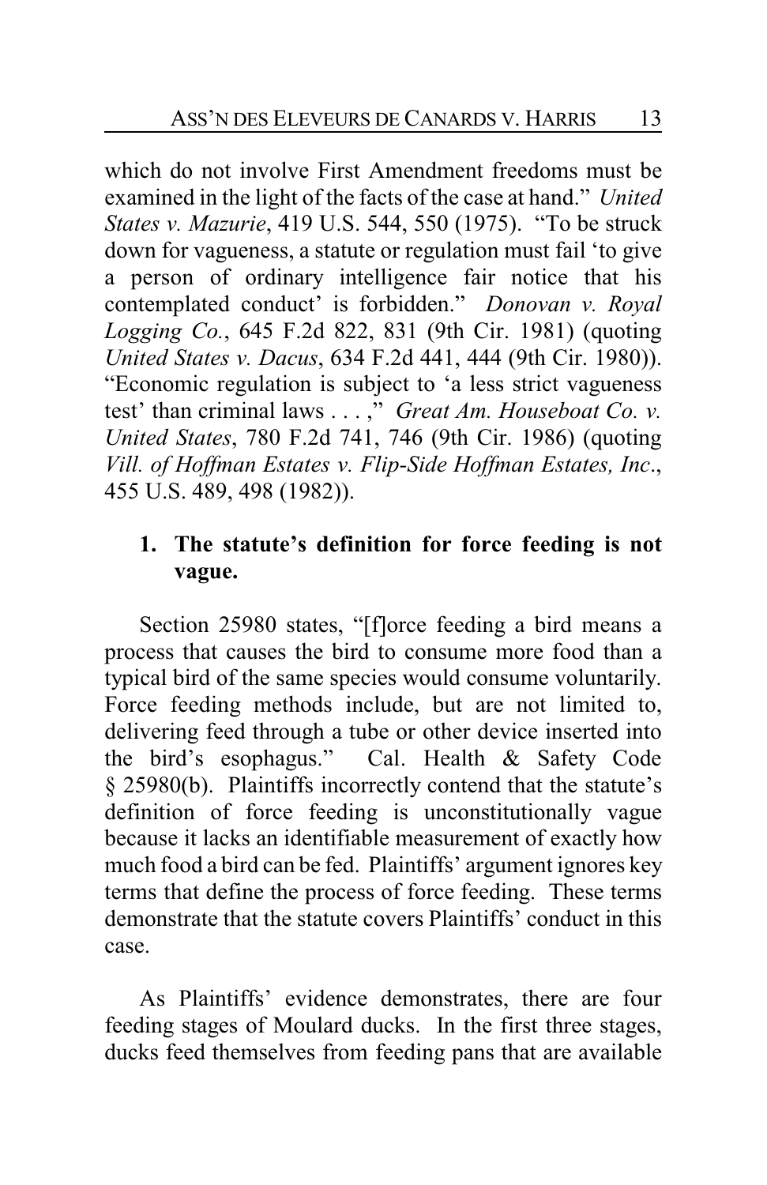which do not involve First Amendment freedoms must be examined in the light of the facts of the case at hand." *United States v. Mazurie*, 419 U.S. 544, 550 (1975). "To be struck down for vagueness, a statute or regulation must fail 'to give a person of ordinary intelligence fair notice that his contemplated conduct' is forbidden." *Donovan v. Royal Logging Co.*, 645 F.2d 822, 831 (9th Cir. 1981) (quoting *United States v. Dacus*, 634 F.2d 441, 444 (9th Cir. 1980)). "Economic regulation is subject to 'a less strict vagueness test' than criminal laws . . . ," *Great Am. Houseboat Co. v. United States*, 780 F.2d 741, 746 (9th Cir. 1986) (quoting *Vill. of Hoffman Estates v. Flip-Side Hoffman Estates, Inc.*, 455 U.S. 489, 498 (1982)).

### 1. The statute's definition for force feeding is not vague.

Section 25980 states, "[f]orce feeding a bird means a process that causes the bird to consume more food than a typical bird of the same species would consume voluntarily. Force feeding methods include, but are not limited to, delivering feed through a tube or other device inserted into the bird's esophagus." Cal. Health & Safety Code § 25980(b). Plaintiffs incorrectly contend that the statute's definition of force feeding is unconstitutionally vague because it lacks an identifiable measurement of exactly how much food a bird can be fed. Plaintiffs' argument ignores key terms that define the process of force feeding. These terms demonstrate that the statute covers Plaintiffs' conduct in this case.

As Plaintiffs' evidence demonstrates, there are four feeding stages of Moulard ducks. In the first three stages, ducks feed themselves from feeding pans that are available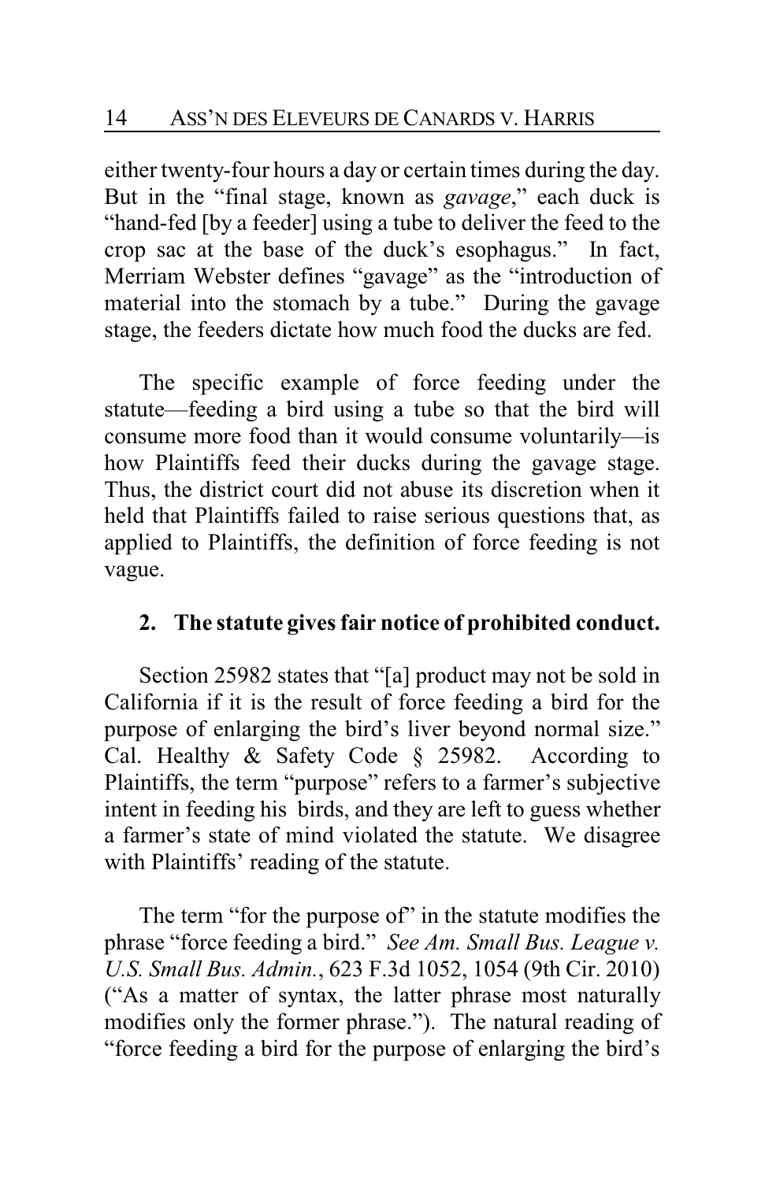either twenty-four hours a day or certain times during the day. But in the "final stage, known as *gavage*," each duck is "hand-fed [by a feeder] using a tube to deliver the feed to the crop sac at the base of the duck's esophagus." In fact, Merriam Webster defines "gavage" as the "introduction of material into the stomach by a tube." During the gavage stage, the feeders dictate how much food the ducks are fed.

The specific example of force feeding under the statute—feeding a bird using a tube so that the bird will consume more food than it would consume voluntarily—is how Plaintiffs feed their ducks during the gavage stage. Thus, the district court did not abuse its discretion when it held that Plaintiffs failed to raise serious questions that, as applied to Plaintiffs, the definition of force feeding is not vague.

**2. The statute gives fair notice of prohibited conduct.**

Section 25982 states that "[a] product may not be sold in California if it is the result of force feeding a bird for the purpose of enlarging the bird's liver beyond normal size." Cal. Healthy & Safety Code § 25982. According to Plaintiffs, the term "purpose" refers to a farmer's subjective intent in feeding his birds, and they are left to guess whether a farmer's state of mind violated the statute. We disagree with Plaintiffs' reading of the statute.

The term "for the purpose of" in the statute modifies the phrase "force feeding a bird." *See Am. Small Bus. League v. U.S. Small Bus. Admin.*, 623 F.3d 1052, 1054 (9th Cir. 2010) ("As a matter of syntax, the latter phrase most naturally modifies only the former phrase."). The natural reading of "force feeding a bird for the purpose of enlarging the bird's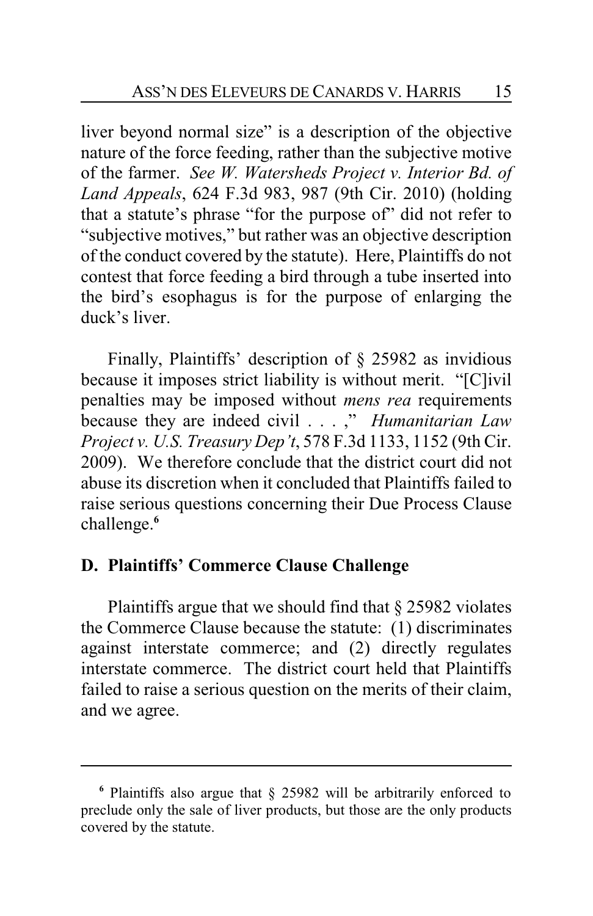liver beyond normal size" is a description of the objective nature of the force feeding, rather than the subjective motive of the farmer. *See W. Watersheds Project v. Interior Bd. of Land Appeals*, 624 F.3d 983, 987 (9th Cir. 2010) (holding that a statute's phrase "for the purpose of" did not refer to "subjective motives," but rather was an objective description of the conduct covered by the statute). Here, Plaintiffs do not contest that force feeding a bird through a tube inserted into the bird's esophagus is for the purpose of enlarging the duck's liver.

Finally, Plaintiffs' description of § 25982 as invidious because it imposes strict liability is without merit. "[C]ivil penalties may be imposed without *mens rea* requirements because they are indeed civil . . . ," *Humanitarian Law Project v. U.S. Treasury Dep't*, 578 F.3d 1133, 1152 (9th Cir. 2009). We therefore conclude that the district court did not abuse its discretion when it concluded that Plaintiffs failed to raise serious questions concerning their Due Process Clause challenge.[6]

## D. Plaintiffs' Commerce Clause Challenge

Plaintiffs argue that we should find that § 25982 violates the Commerce Clause because the statute: (1) discriminates against interstate commerce; and (2) directly regulates interstate commerce. The district court held that Plaintiffs failed to raise a serious question on the merits of their claim, and we agree.

---

[6] Plaintiffs also argue that § 25982 will be arbitrarily enforced to preclude only the sale of liver products, but those are the only products covered by the statute.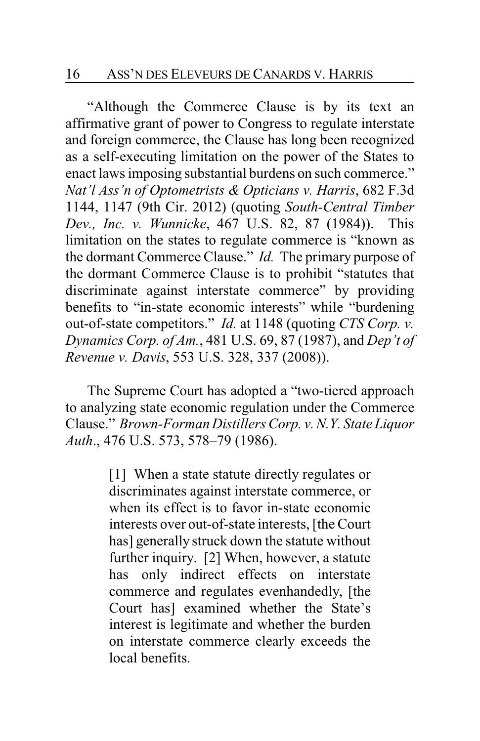"Although the Commerce Clause is by its text an affirmative grant of power to Congress to regulate interstate and foreign commerce, the Clause has long been recognized as a self-executing limitation on the power of the States to enact laws imposing substantial burdens on such commerce." *Nat'l Ass'n of Optometrists & Opticians v. Harris*, 682 F.3d 1144, 1147 (9th Cir. 2012) (quoting *South-Central Timber Dev., Inc. v. Wunnicke*, 467 U.S. 82, 87 (1984)). This limitation on the states to regulate commerce is "known as the dormant Commerce Clause." *Id.* The primary purpose of the dormant Commerce Clause is to prohibit "statutes that discriminate against interstate commerce" by providing benefits to "in-state economic interests" while "burdening out-of-state competitors." *Id.* at 1148 (quoting *CTS Corp. v. Dynamics Corp. of Am.*, 481 U.S. 69, 87 (1987), and *Dep't of Revenue v. Davis*, 553 U.S. 328, 337 (2008)).

The Supreme Court has adopted a "two-tiered approach to analyzing state economic regulation under the Commerce Clause." *Brown-Forman Distillers Corp. v. N.Y. State Liquor Auth.*, 476 U.S. 573, 578–79 (1986).

> [1] When a state statute directly regulates or discriminates against interstate commerce, or when its effect is to favor in-state economic interests over out-of-state interests, [the Court has] generally struck down the statute without further inquiry. [2] When, however, a statute has only indirect effects on interstate commerce and regulates evenhandedly, [the Court has] examined whether the State's interest is legitimate and whether the burden on interstate commerce clearly exceeds the local benefits.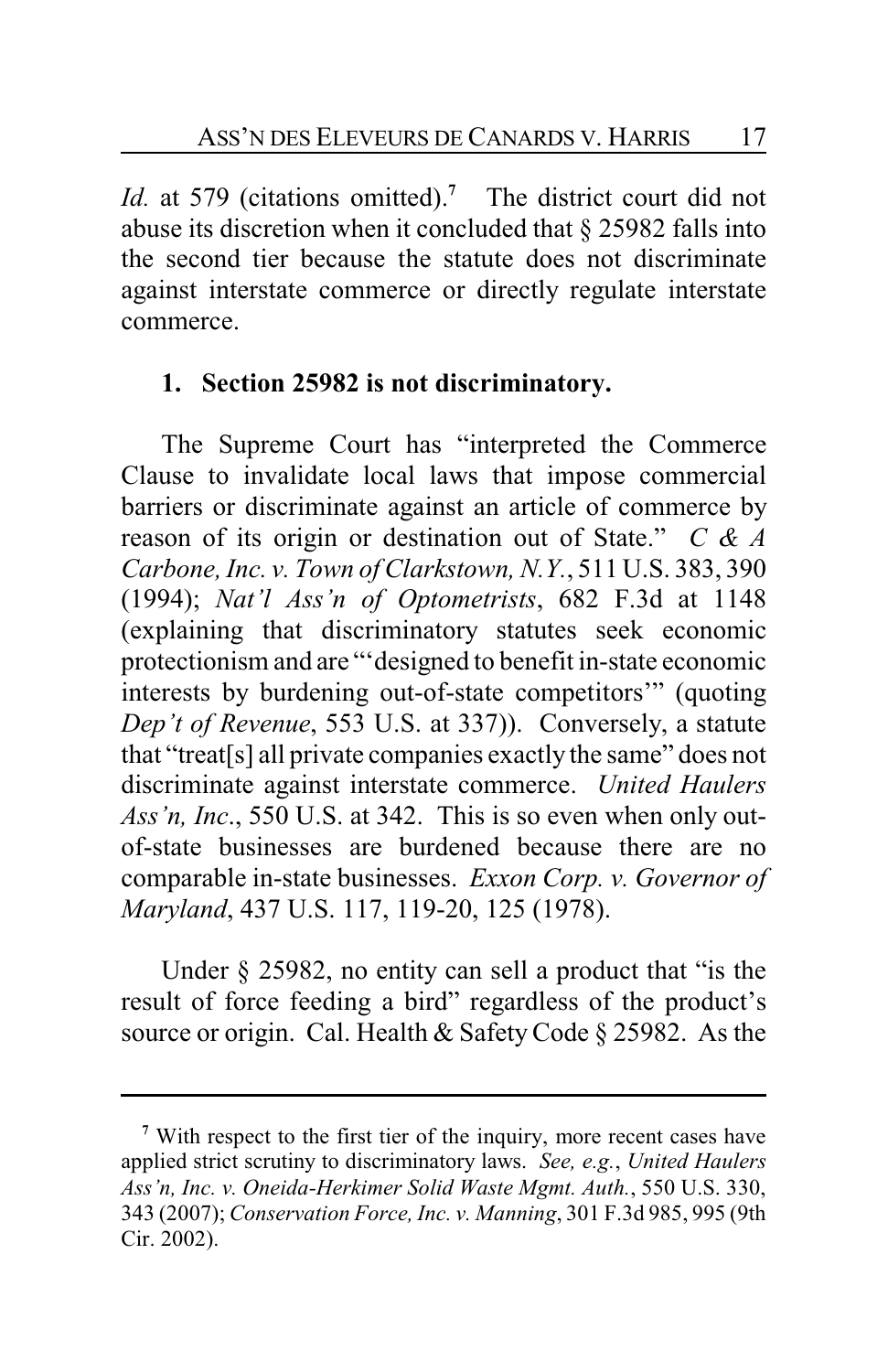*Id.* at 579 (citations omitted).[7] The district court did not abuse its discretion when it concluded that § 25982 falls into the second tier because the statute does not discriminate against interstate commerce or directly regulate interstate commerce.

### 1. Section 25982 is not discriminatory.

The Supreme Court has "interpreted the Commerce Clause to invalidate local laws that impose commercial barriers or discriminate against an article of commerce by reason of its origin or destination out of State." *C & A Carbone, Inc. v. Town of Clarkstown, N.Y.*, 511 U.S. 383, 390 (1994); *Nat'l Ass'n of Optometrists*, 682 F.3d at 1148 (explaining that discriminatory statutes seek economic protectionism and are "'designed to benefit in-state economic interests by burdening out-of-state competitors'" (quoting *Dep't of Revenue*, 553 U.S. at 337)). Conversely, a statute that "treat[s] all private companies exactly the same" does not discriminate against interstate commerce. *United Haulers Ass'n, Inc.*, 550 U.S. at 342. This is so even when only out-of-state businesses are burdened because there are no comparable in-state businesses. *Exxon Corp. v. Governor of Maryland*, 437 U.S. 117, 119-20, 125 (1978).

Under § 25982, no entity can sell a product that "is the result of force feeding a bird" regardless of the product's source or origin. Cal. Health & Safety Code § 25982. As the

---

[7] With respect to the first tier of the inquiry, more recent cases have applied strict scrutiny to discriminatory laws. *See, e.g.*, *United Haulers Ass'n, Inc. v. Oneida-Herkimer Solid Waste Mgmt. Auth.*, 550 U.S. 330, 343 (2007); *Conservation Force, Inc. v. Manning*, 301 F.3d 985, 995 (9th Cir. 2002).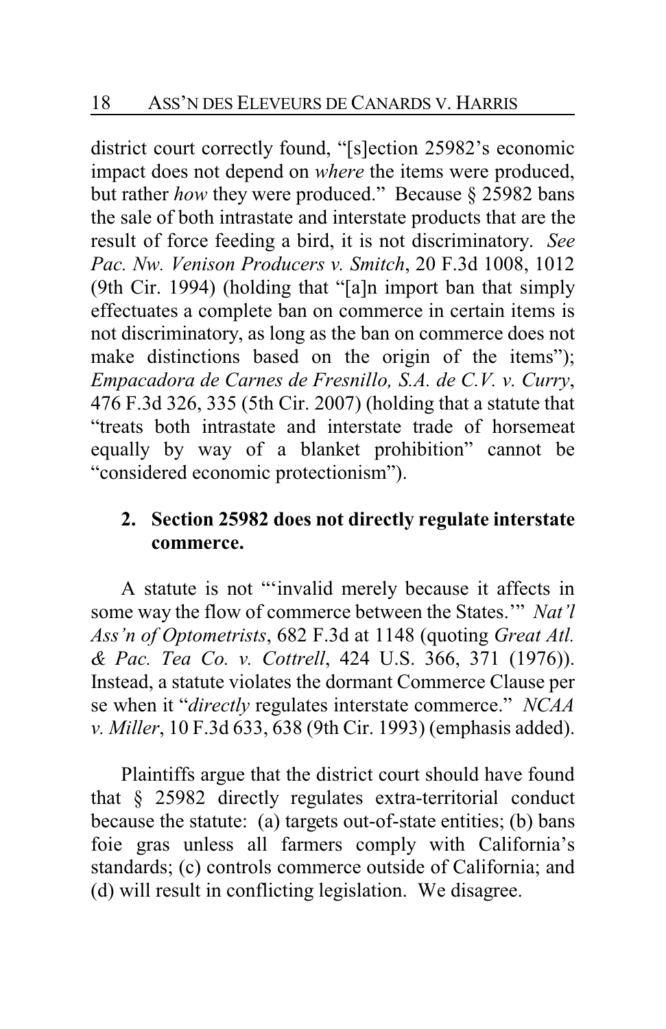district court correctly found, "[s]ection 25982's economic impact does not depend on *where* the items were produced, but rather *how* they were produced." Because § 25982 bans the sale of both intrastate and interstate products that are the result of force feeding a bird, it is not discriminatory. *See Pac. Nw. Venison Producers v. Smitch*, 20 F.3d 1008, 1012 (9th Cir. 1994) (holding that "[a]n import ban that simply effectuates a complete ban on commerce in certain items is not discriminatory, as long as the ban on commerce does not make distinctions based on the origin of the items"); *Empacadora de Carnes de Fresnillo, S.A. de C.V. v. Curry*, 476 F.3d 326, 335 (5th Cir. 2007) (holding that a statute that "treats both intrastate and interstate trade of horsemeat equally by way of a blanket prohibition" cannot be "considered economic protectionism").

**2. Section 25982 does not directly regulate interstate commerce.**

A statute is not "'invalid merely because it affects in some way the flow of commerce between the States.'" *Nat'l Ass'n of Optometrists*, 682 F.3d at 1148 (quoting *Great Atl. & Pac. Tea Co. v. Cottrell*, 424 U.S. 366, 371 (1976)). Instead, a statute violates the dormant Commerce Clause per se when it "*directly* regulates interstate commerce." *NCAA v. Miller*, 10 F.3d 633, 638 (9th Cir. 1993) (emphasis added).

Plaintiffs argue that the district court should have found that § 25982 directly regulates extra-territorial conduct because the statute: (a) targets out-of-state entities; (b) bans foie gras unless all farmers comply with California's standards; (c) controls commerce outside of California; and (d) will result in conflicting legislation. We disagree.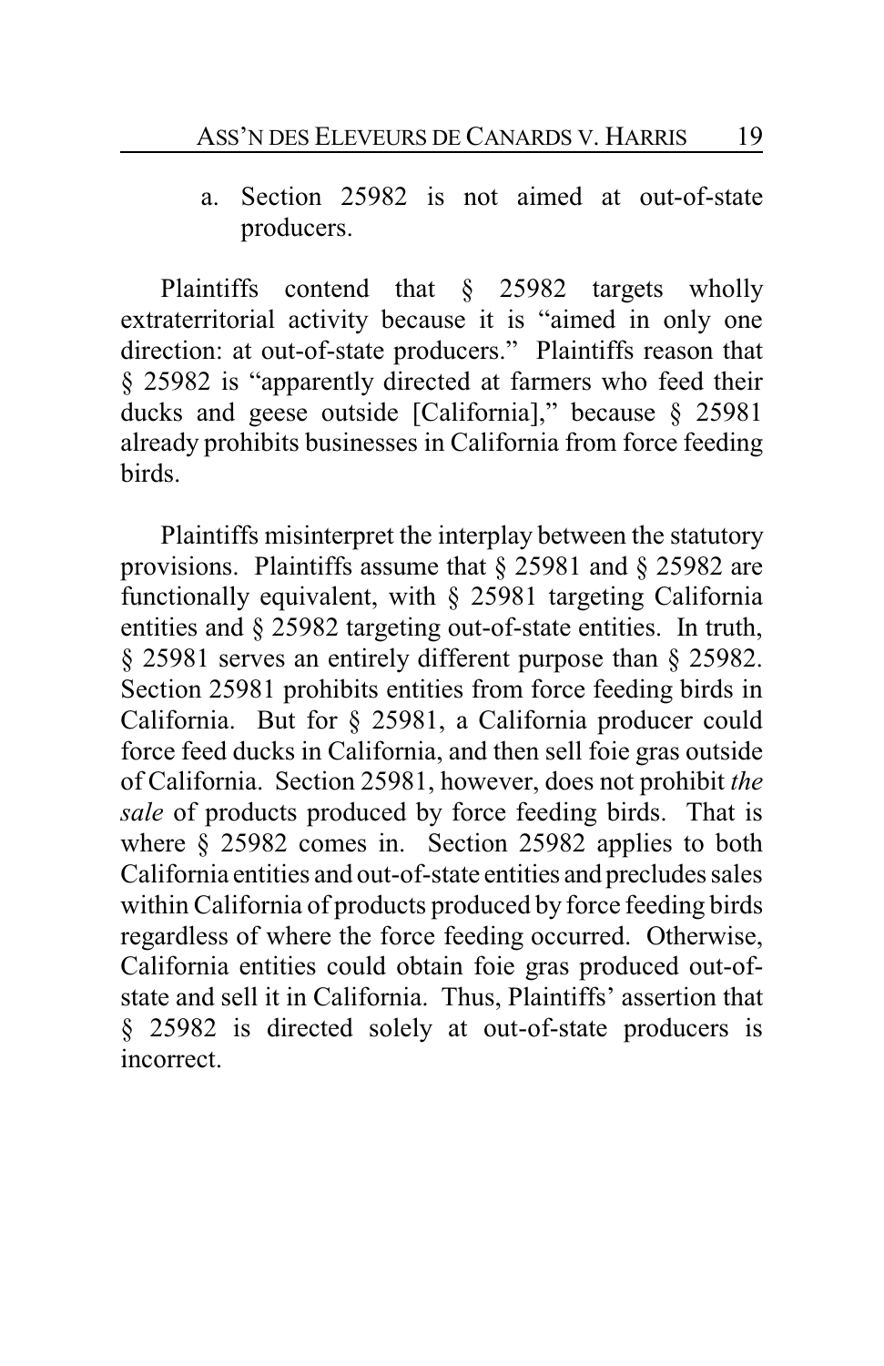a. Section 25982 is not aimed at out-of-state producers.

Plaintiffs contend that § 25982 targets wholly extraterritorial activity because it is "aimed in only one direction: at out-of-state producers." Plaintiffs reason that § 25982 is "apparently directed at farmers who feed their ducks and geese outside [California]," because § 25981 already prohibits businesses in California from force feeding birds.

Plaintiffs misinterpret the interplay between the statutory provisions. Plaintiffs assume that § 25981 and § 25982 are functionally equivalent, with § 25981 targeting California entities and § 25982 targeting out-of-state entities. In truth, § 25981 serves an entirely different purpose than § 25982. Section 25981 prohibits entities from force feeding birds in California. But for § 25981, a California producer could force feed ducks in California, and then sell foie gras outside of California. Section 25981, however, does not prohibit *the sale* of products produced by force feeding birds. That is where § 25982 comes in. Section 25982 applies to both California entities and out-of-state entities and precludes sales within California of products produced by force feeding birds regardless of where the force feeding occurred. Otherwise, California entities could obtain foie gras produced out-of-state and sell it in California. Thus, Plaintiffs' assertion that § 25982 is directed solely at out-of-state producers is incorrect.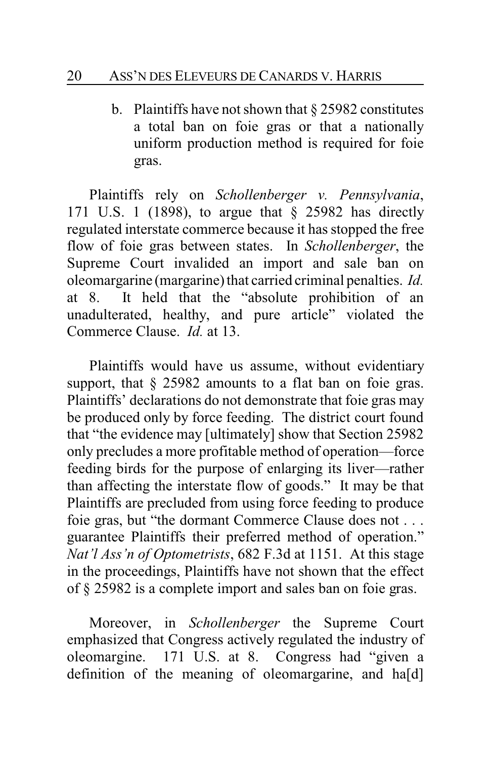b. Plaintiffs have not shown that § 25982 constitutes a total ban on foie gras or that a nationally uniform production method is required for foie gras.

Plaintiffs rely on *Schollenberger v. Pennsylvania*, 171 U.S. 1 (1898), to argue that § 25982 has directly regulated interstate commerce because it has stopped the free flow of foie gras between states. In *Schollenberger*, the Supreme Court invalided an import and sale ban on oleomargarine (margarine) that carried criminal penalties. *Id.* at 8. It held that the "absolute prohibition of an unadulterated, healthy, and pure article" violated the Commerce Clause. *Id.* at 13.

Plaintiffs would have us assume, without evidentiary support, that § 25982 amounts to a flat ban on foie gras. Plaintiffs' declarations do not demonstrate that foie gras may be produced only by force feeding. The district court found that "the evidence may [ultimately] show that Section 25982 only precludes a more profitable method of operation—force feeding birds for the purpose of enlarging its liver—rather than affecting the interstate flow of goods." It may be that Plaintiffs are precluded from using force feeding to produce foie gras, but "the dormant Commerce Clause does not . . . guarantee Plaintiffs their preferred method of operation." *Nat'l Ass'n of Optometrists*, 682 F.3d at 1151. At this stage in the proceedings, Plaintiffs have not shown that the effect of § 25982 is a complete import and sales ban on foie gras.

Moreover, in *Schollenberger* the Supreme Court emphasized that Congress actively regulated the industry of oleomargine. 171 U.S. at 8. Congress had "given a definition of the meaning of oleomargarine, and ha[d]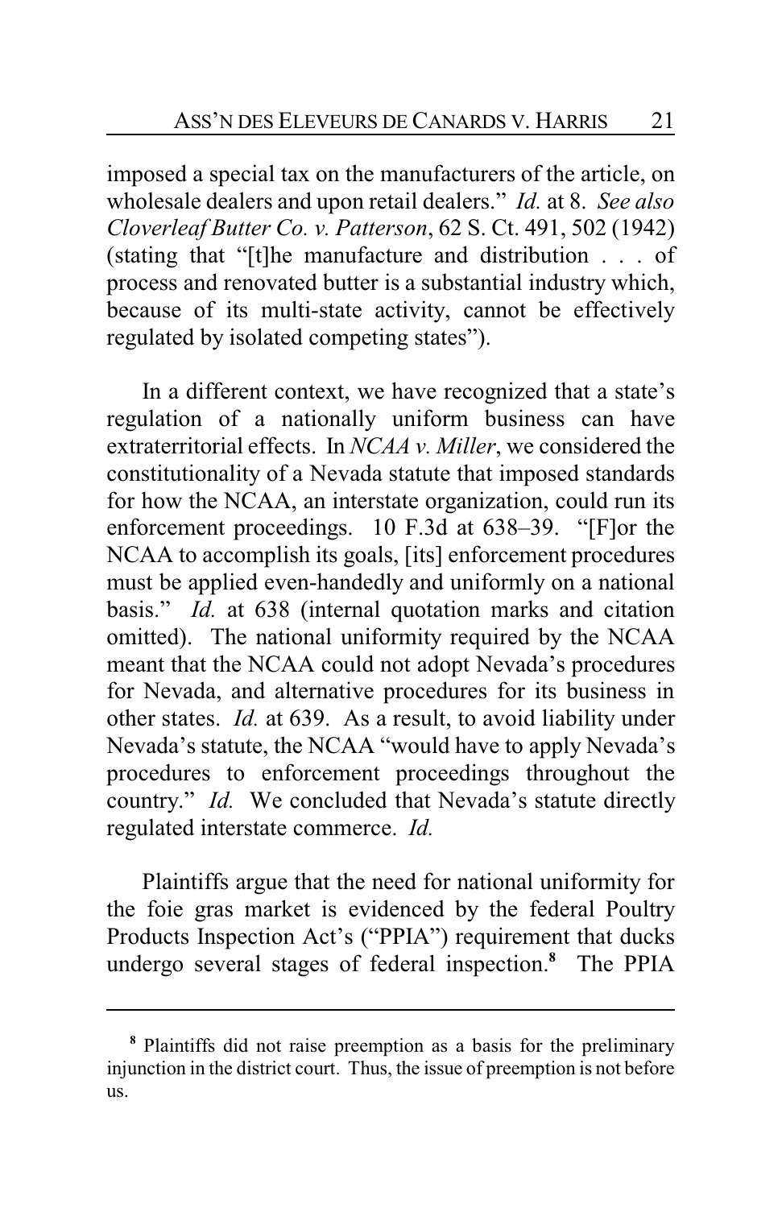imposed a special tax on the manufacturers of the article, on wholesale dealers and upon retail dealers." *Id.* at 8. *See also Cloverleaf Butter Co. v. Patterson*, 62 S. Ct. 491, 502 (1942) (stating that "[t]he manufacture and distribution . . . of process and renovated butter is a substantial industry which, because of its multi-state activity, cannot be effectively regulated by isolated competing states").

In a different context, we have recognized that a state's regulation of a nationally uniform business can have extraterritorial effects. In *NCAA v. Miller*, we considered the constitutionality of a Nevada statute that imposed standards for how the NCAA, an interstate organization, could run its enforcement proceedings. 10 F.3d at 638–39. "[F]or the NCAA to accomplish its goals, [its] enforcement procedures must be applied even-handedly and uniformly on a national basis." *Id.* at 638 (internal quotation marks and citation omitted). The national uniformity required by the NCAA meant that the NCAA could not adopt Nevada's procedures for Nevada, and alternative procedures for its business in other states. *Id.* at 639. As a result, to avoid liability under Nevada's statute, the NCAA "would have to apply Nevada's procedures to enforcement proceedings throughout the country." *Id.* We concluded that Nevada's statute directly regulated interstate commerce. *Id.*

Plaintiffs argue that the need for national uniformity for the foie gras market is evidenced by the federal Poultry Products Inspection Act's ("PPIA") requirement that ducks undergo several stages of federal inspection.[8] The PPIA

---

[8] Plaintiffs did not raise preemption as a basis for the preliminary injunction in the district court. Thus, the issue of preemption is not before us.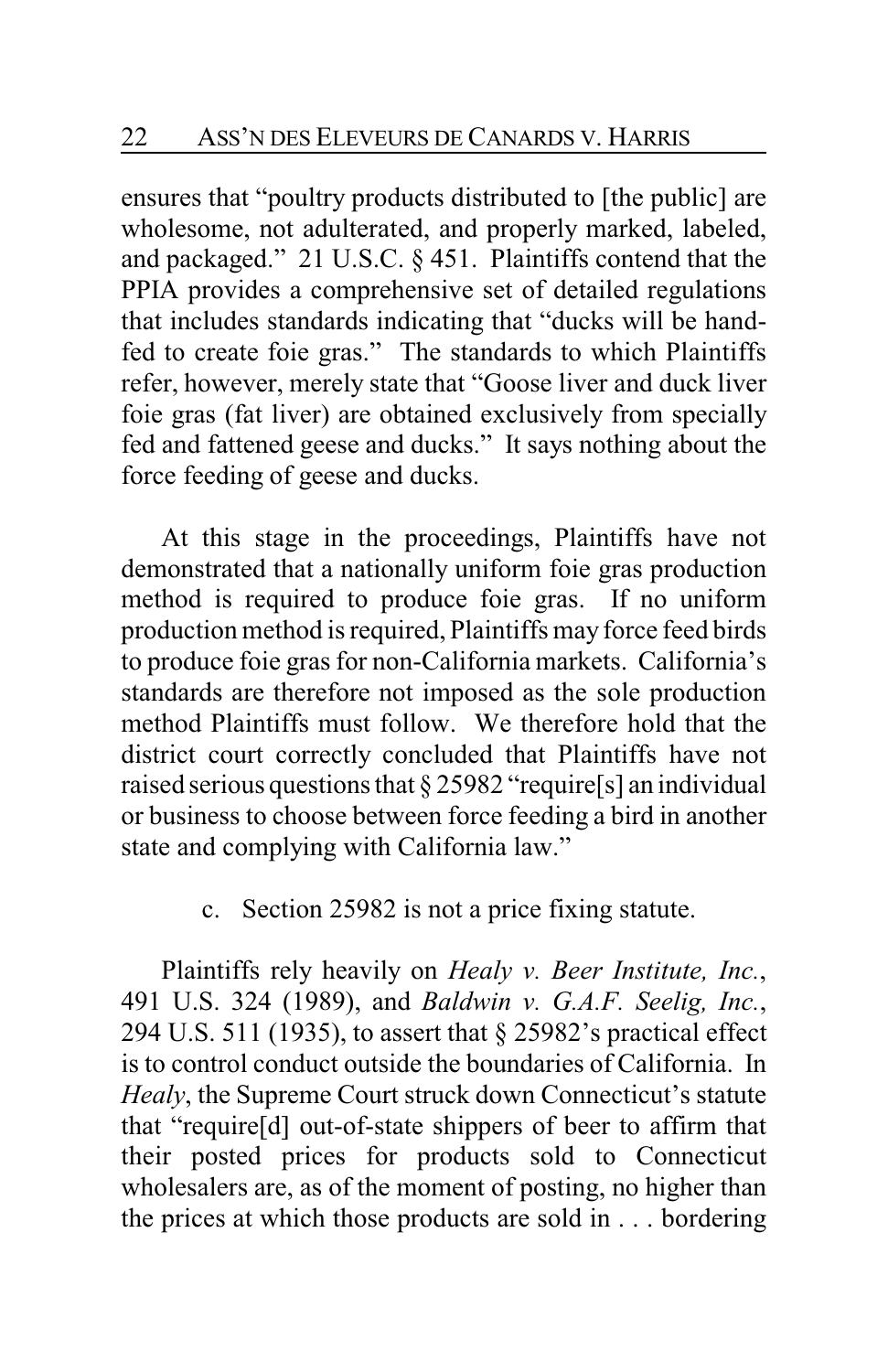ensures that "poultry products distributed to [the public] are wholesome, not adulterated, and properly marked, labeled, and packaged." 21 U.S.C. § 451. Plaintiffs contend that the PPIA provides a comprehensive set of detailed regulations that includes standards indicating that "ducks will be hand-fed to create foie gras." The standards to which Plaintiffs refer, however, merely state that "Goose liver and duck liver foie gras (fat liver) are obtained exclusively from specially fed and fattened geese and ducks." It says nothing about the force feeding of geese and ducks.

At this stage in the proceedings, Plaintiffs have not demonstrated that a nationally uniform foie gras production method is required to produce foie gras. If no uniform production method is required, Plaintiffs may force feed birds to produce foie gras for non-California markets. California's standards are therefore not imposed as the sole production method Plaintiffs must follow. We therefore hold that the district court correctly concluded that Plaintiffs have not raised serious questions that § 25982 "require[s] an individual or business to choose between force feeding a bird in another state and complying with California law."

c. Section 25982 is not a price fixing statute.

Plaintiffs rely heavily on *Healy v. Beer Institute, Inc.*, 491 U.S. 324 (1989), and *Baldwin v. G.A.F. Seelig, Inc.*, 294 U.S. 511 (1935), to assert that § 25982's practical effect is to control conduct outside the boundaries of California. In *Healy*, the Supreme Court struck down Connecticut's statute that "require[d] out-of-state shippers of beer to affirm that their posted prices for products sold to Connecticut wholesalers are, as of the moment of posting, no higher than the prices at which those products are sold in . . . bordering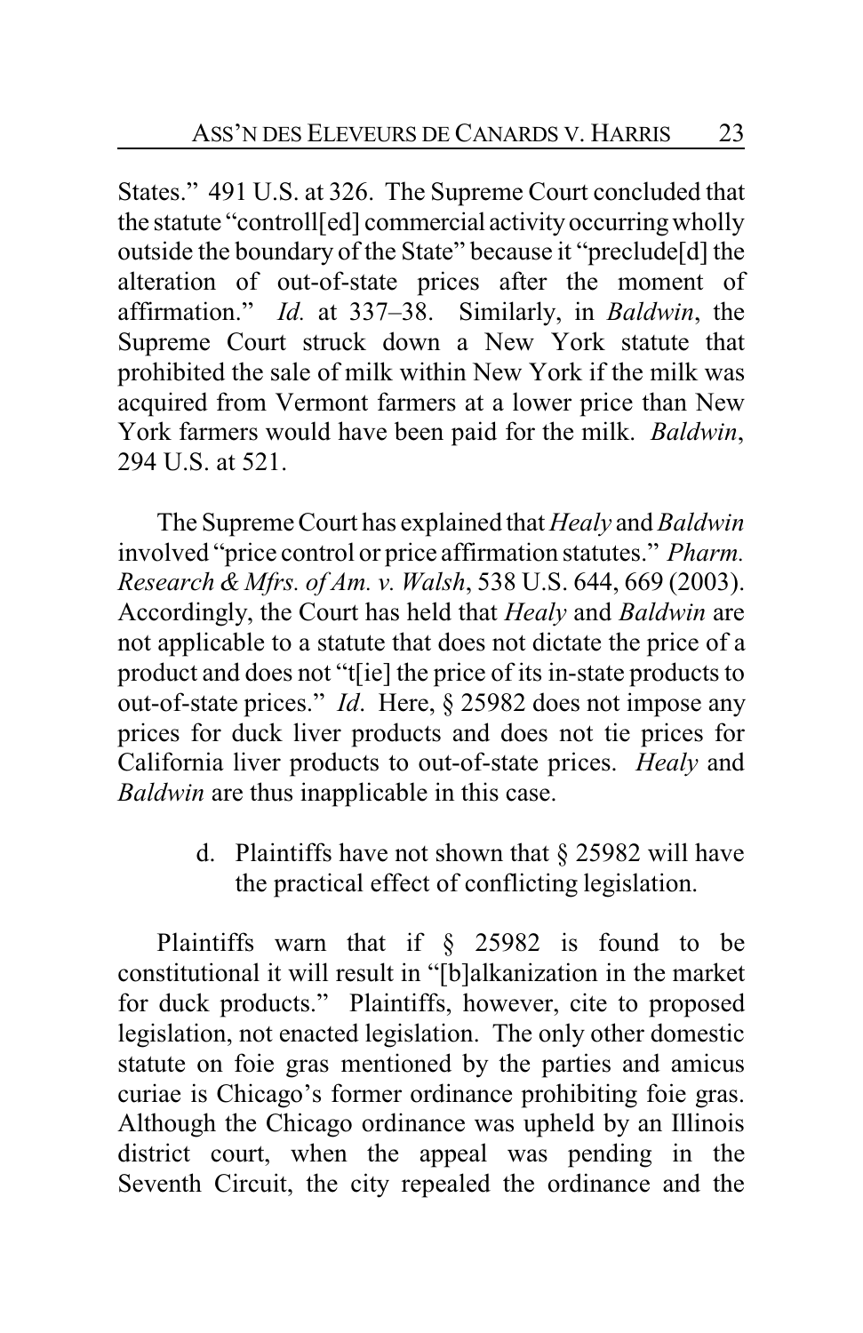States." 491 U.S. at 326. The Supreme Court concluded that the statute "controll[ed] commercial activity occurring wholly outside the boundary of the State" because it "preclude[d] the alteration of out-of-state prices after the moment of affirmation." *Id.* at 337–38. Similarly, in *Baldwin*, the Supreme Court struck down a New York statute that prohibited the sale of milk within New York if the milk was acquired from Vermont farmers at a lower price than New York farmers would have been paid for the milk. *Baldwin*, 294 U.S. at 521.

The Supreme Court has explained that *Healy* and *Baldwin* involved "price control or price affirmation statutes." *Pharm. Research & Mfrs. of Am. v. Walsh*, 538 U.S. 644, 669 (2003). Accordingly, the Court has held that *Healy* and *Baldwin* are not applicable to a statute that does not dictate the price of a product and does not "t[ie] the price of its in-state products to out-of-state prices." *Id*. Here, § 25982 does not impose any prices for duck liver products and does not tie prices for California liver products to out-of-state prices. *Healy* and *Baldwin* are thus inapplicable in this case.

d. Plaintiffs have not shown that § 25982 will have the practical effect of conflicting legislation.

Plaintiffs warn that if § 25982 is found to be constitutional it will result in "[b]alkanization in the market for duck products." Plaintiffs, however, cite to proposed legislation, not enacted legislation. The only other domestic statute on foie gras mentioned by the parties and amicus curiae is Chicago's former ordinance prohibiting foie gras. Although the Chicago ordinance was upheld by an Illinois district court, when the appeal was pending in the Seventh Circuit, the city repealed the ordinance and the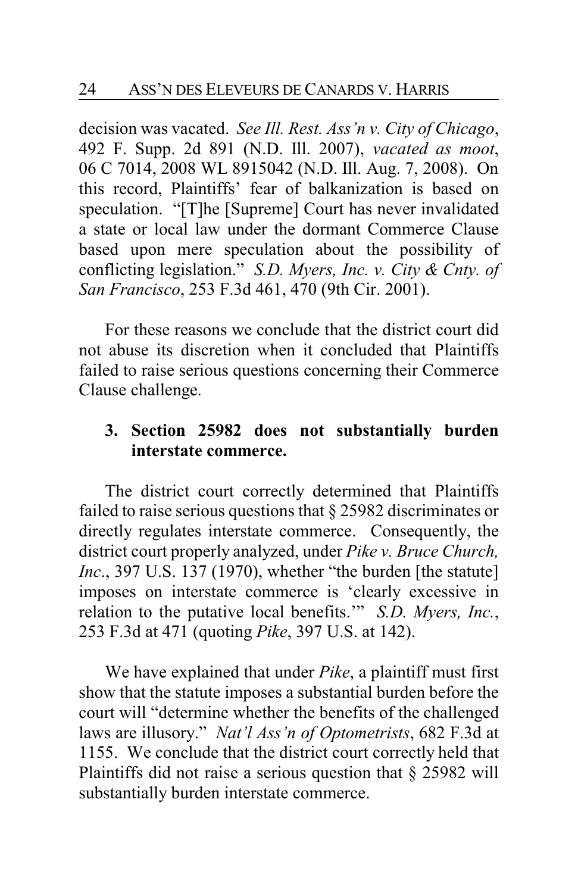decision was vacated. *See Ill. Rest. Ass'n v. City of Chicago*, 492 F. Supp. 2d 891 (N.D. Ill. 2007), *vacated as moot*, 06 C 7014, 2008 WL 8915042 (N.D. Ill. Aug. 7, 2008). On this record, Plaintiffs' fear of balkanization is based on speculation. "[T]he [Supreme] Court has never invalidated a state or local law under the dormant Commerce Clause based upon mere speculation about the possibility of conflicting legislation." *S.D. Myers, Inc. v. City & Cnty. of San Francisco*, 253 F.3d 461, 470 (9th Cir. 2001).

For these reasons we conclude that the district court did not abuse its discretion when it concluded that Plaintiffs failed to raise serious questions concerning their Commerce Clause challenge.

### 3. Section 25982 does not substantially burden interstate commerce.

The district court correctly determined that Plaintiffs failed to raise serious questions that § 25982 discriminates or directly regulates interstate commerce. Consequently, the district court properly analyzed, under *Pike v. Bruce Church, Inc.*, 397 U.S. 137 (1970), whether "the burden [the statute] imposes on interstate commerce is 'clearly excessive in relation to the putative local benefits.'" *S.D. Myers, Inc.*, 253 F.3d at 471 (quoting *Pike*, 397 U.S. at 142).

We have explained that under *Pike*, a plaintiff must first show that the statute imposes a substantial burden before the court will "determine whether the benefits of the challenged laws are illusory." *Nat'l Ass'n of Optometrists*, 682 F.3d at 1155. We conclude that the district court correctly held that Plaintiffs did not raise a serious question that § 25982 will substantially burden interstate commerce.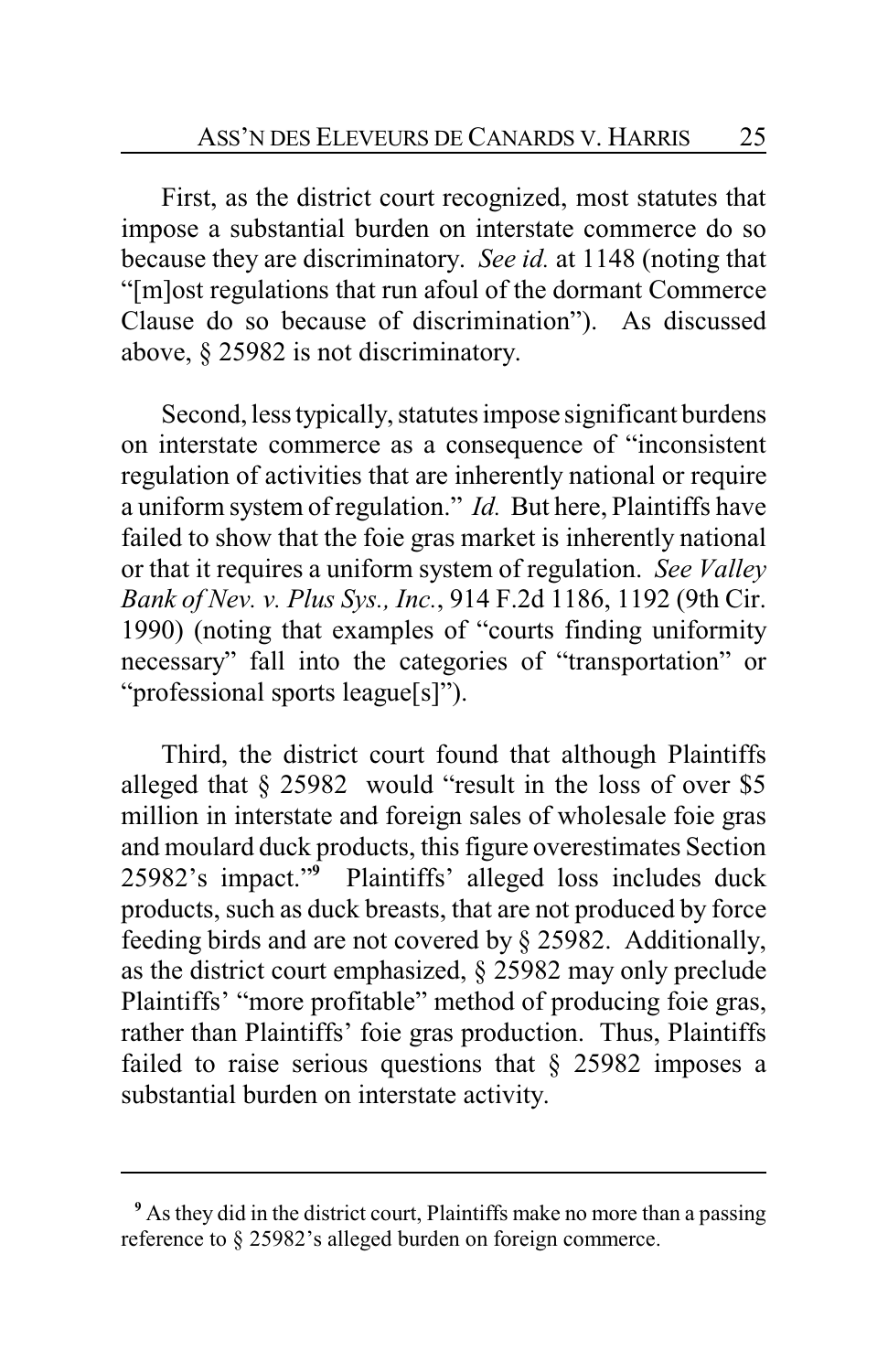First, as the district court recognized, most statutes that impose a substantial burden on interstate commerce do so because they are discriminatory. *See id.* at 1148 (noting that "[m]ost regulations that run afoul of the dormant Commerce Clause do so because of discrimination"). As discussed above, § 25982 is not discriminatory.

Second, less typically, statutes impose significant burdens on interstate commerce as a consequence of "inconsistent regulation of activities that are inherently national or require a uniform system of regulation." *Id.* But here, Plaintiffs have failed to show that the foie gras market is inherently national or that it requires a uniform system of regulation. *See Valley Bank of Nev. v. Plus Sys., Inc.*, 914 F.2d 1186, 1192 (9th Cir. 1990) (noting that examples of "courts finding uniformity necessary" fall into the categories of "transportation" or "professional sports league[s]").

Third, the district court found that although Plaintiffs alleged that § 25982 would "result in the loss of over $5 million in interstate and foreign sales of wholesale foie gras and moulard duck products, this figure overestimates Section 25982's impact."[9] Plaintiffs' alleged loss includes duck products, such as duck breasts, that are not produced by force feeding birds and are not covered by § 25982. Additionally, as the district court emphasized, § 25982 may only preclude Plaintiffs' "more profitable" method of producing foie gras, rather than Plaintiffs' foie gras production. Thus, Plaintiffs failed to raise serious questions that § 25982 imposes a substantial burden on interstate activity.

---

[9] As they did in the district court, Plaintiffs make no more than a passing reference to § 25982's alleged burden on foreign commerce.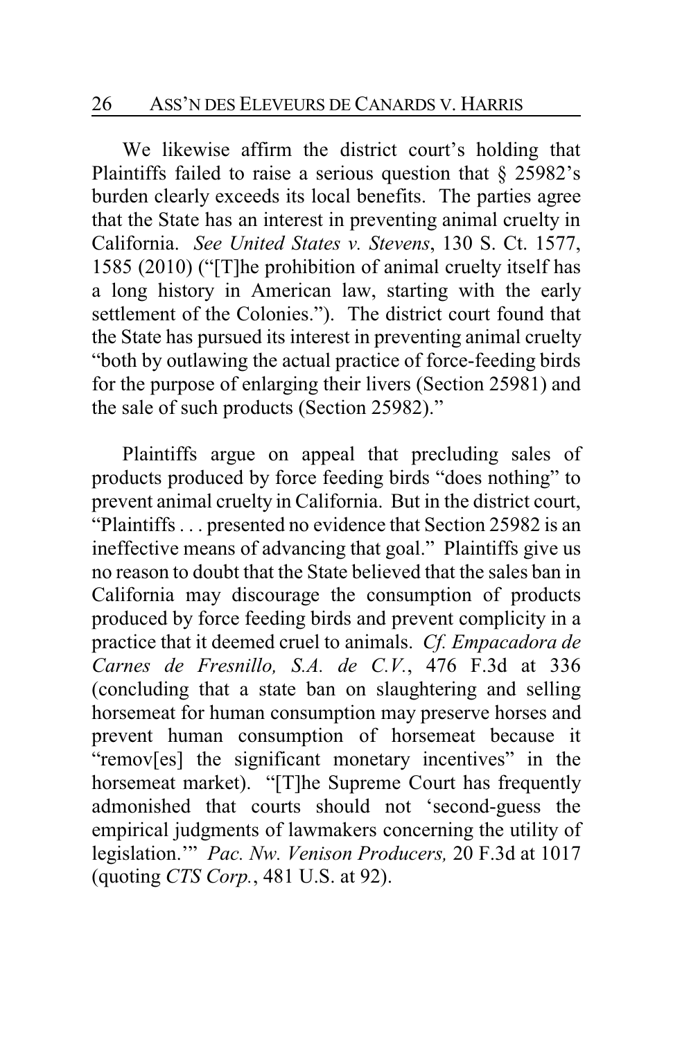We likewise affirm the district court's holding that Plaintiffs failed to raise a serious question that § 25982's burden clearly exceeds its local benefits. The parties agree that the State has an interest in preventing animal cruelty in California. *See United States v. Stevens*, 130 S. Ct. 1577, 1585 (2010) ("[T]he prohibition of animal cruelty itself has a long history in American law, starting with the early settlement of the Colonies."). The district court found that the State has pursued its interest in preventing animal cruelty "both by outlawing the actual practice of force-feeding birds for the purpose of enlarging their livers (Section 25981) and the sale of such products (Section 25982)."

Plaintiffs argue on appeal that precluding sales of products produced by force feeding birds "does nothing" to prevent animal cruelty in California. But in the district court, "Plaintiffs . . . presented no evidence that Section 25982 is an ineffective means of advancing that goal." Plaintiffs give us no reason to doubt that the State believed that the sales ban in California may discourage the consumption of products produced by force feeding birds and prevent complicity in a practice that it deemed cruel to animals. *Cf. Empacadora de Carnes de Fresnillo, S.A. de C.V.*, 476 F.3d at 336 (concluding that a state ban on slaughtering and selling horsemeat for human consumption may preserve horses and prevent human consumption of horsemeat because it "remov[es] the significant monetary incentives" in the horsemeat market). "[T]he Supreme Court has frequently admonished that courts should not 'second-guess the empirical judgments of lawmakers concerning the utility of legislation.'" *Pac. Nw. Venison Producers,* 20 F.3d at 1017 (quoting *CTS Corp.*, 481 U.S. at 92).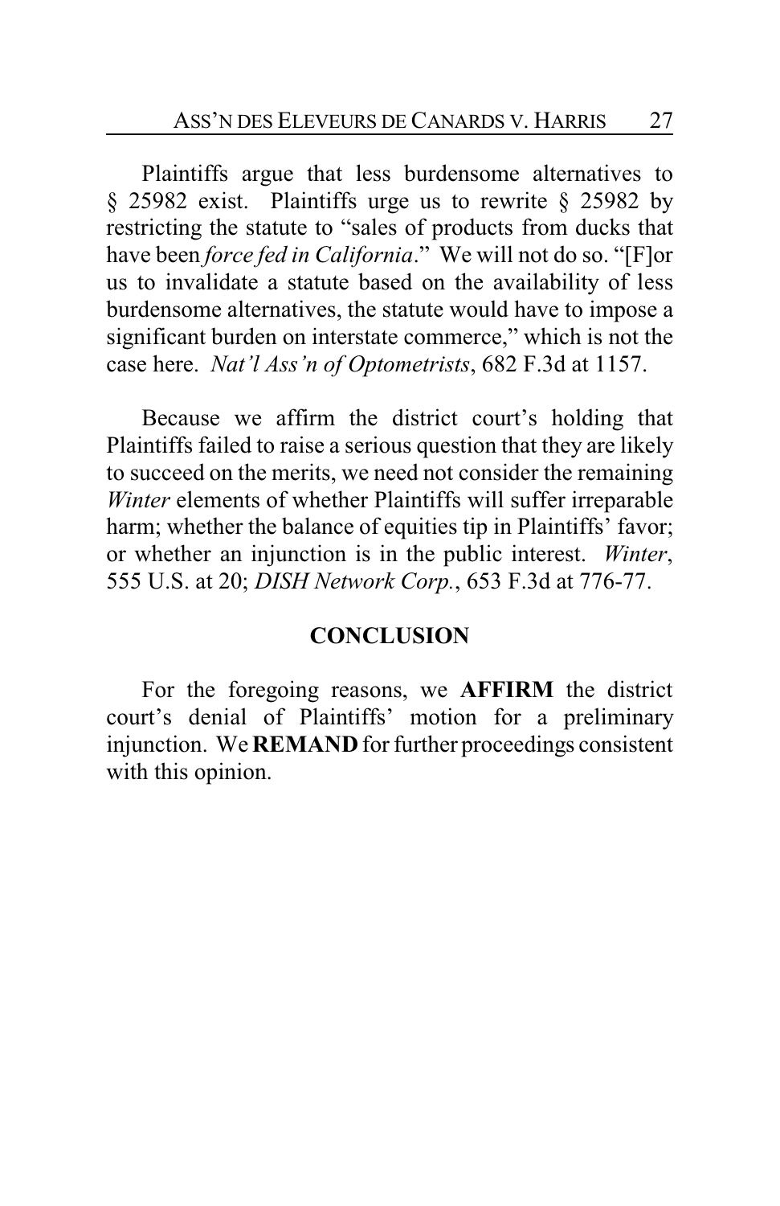Plaintiffs argue that less burdensome alternatives to § 25982 exist. Plaintiffs urge us to rewrite § 25982 by restricting the statute to "sales of products from ducks that have been *force fed in California*." We will not do so. "[F]or us to invalidate a statute based on the availability of less burdensome alternatives, the statute would have to impose a significant burden on interstate commerce," which is not the case here. *Nat'l Ass'n of Optometrists*, 682 F.3d at 1157.

Because we affirm the district court's holding that Plaintiffs failed to raise a serious question that they are likely to succeed on the merits, we need not consider the remaining *Winter* elements of whether Plaintiffs will suffer irreparable harm; whether the balance of equities tip in Plaintiffs' favor; or whether an injunction is in the public interest. *Winter*, 555 U.S. at 20; *DISH Network Corp.*, 653 F.3d at 776-77.

## CONCLUSION

For the foregoing reasons, we **AFFIRM** the district court's denial of Plaintiffs' motion for a preliminary injunction. We **REMAND** for further proceedings consistent with this opinion.